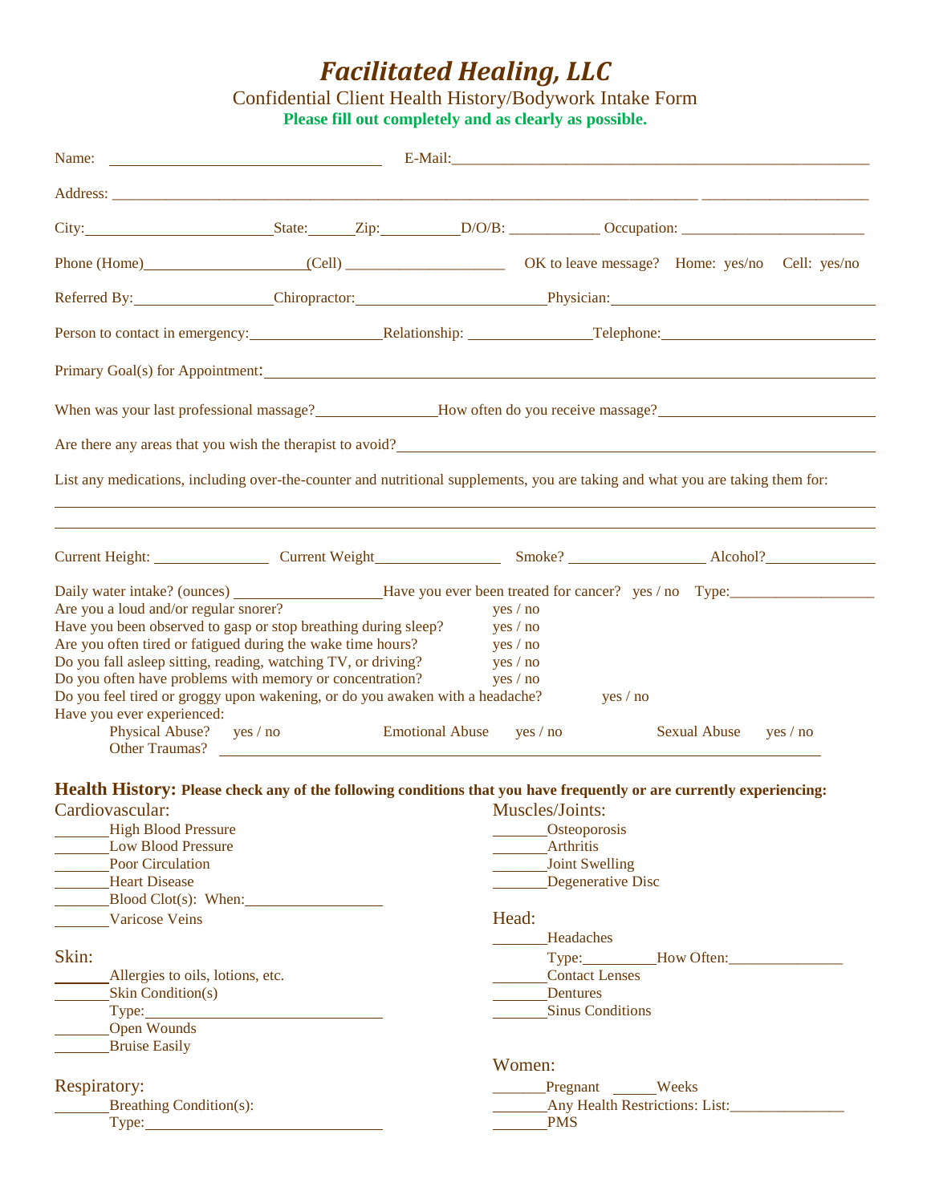# *Facilitated Healing, LLC*

Confidential Client Health History/Bodywork Intake Form

**Please fill out completely and as clearly as possible.**

Name: ______________________________ E-Mail: ______________________________

Address: ______________________________________________________________

City: ____________________ State: ______ Zip: __________ D/O/B: ___________ Occupation: ______________________

Phone (Home) ____________________ (Cell) ____________________ OK to leave message? Home: yes/no Cell: yes/no

Referred By: __________________ Chiropractor: ______________________ Physician: ______________________________

Person to contact in emergency: __________________ Relationship: ______________ Telephone: ______________________

Primary Goal(s) for Appointment: ______________________________________________________________

When was your last professional massage? ______________ How often do you receive massage? ______________________

Are there any areas that you wish the therapist to avoid? ______________________________________________________

List any medications, including over-the-counter and nutritional supplements, you are taking and what you are taking them for:

______________________________________________________________

______________________________________________________________

Current Height: ______________ Current Weight ______________ Smoke? ________________ Alcohol? ______________

Daily water intake? (ounces) __________________ Have you ever been treated for cancer? yes / no Type: ________________

Are you a loud and/or regular snorer? yes / no

Have you been observed to gasp or stop breathing during sleep? yes / no

Are you often tired or fatigued during the wake time hours? yes / no

Do you fall asleep sitting, reading, watching TV, or driving? yes / no

Do you often have problems with memory or concentration? yes / no

Do you feel tired or groggy upon wakening, or do you awaken with a headache? yes / no

Have you ever experienced:

Physical Abuse? yes / no Emotional Abuse yes / no Sexual Abuse yes / no

Other Traumas? ______________________________________________________________

## Health History: **Please check any of the following conditions that you have frequently or are currently experiencing:**

### Cardiovascular:

_______ High Blood Pressure

_______ Low Blood Pressure

_______ Poor Circulation

_______ Heart Disease

_______ Blood Clot(s): When: ________________

_______ Varicose Veins

### Skin:

_______ Allergies to oils, lotions, etc.

_______ Skin Condition(s)

Type: ______________________________

_______ Open Wounds

_______ Bruise Easily

### Respiratory:

_______ Breathing Condition(s):

Type: ______________________________

### Muscles/Joints:

_______ Osteoporosis

_______ Arthritis

_______ Joint Swelling

_______ Degenerative Disc

### Head:

_______ Headaches

Type: __________ How Often: ______________

_______ Contact Lenses

_______ Dentures

_______ Sinus Conditions

### Women:

_______ Pregnant _____ Weeks

_______ Any Health Restrictions: List: ______________

_______ PMS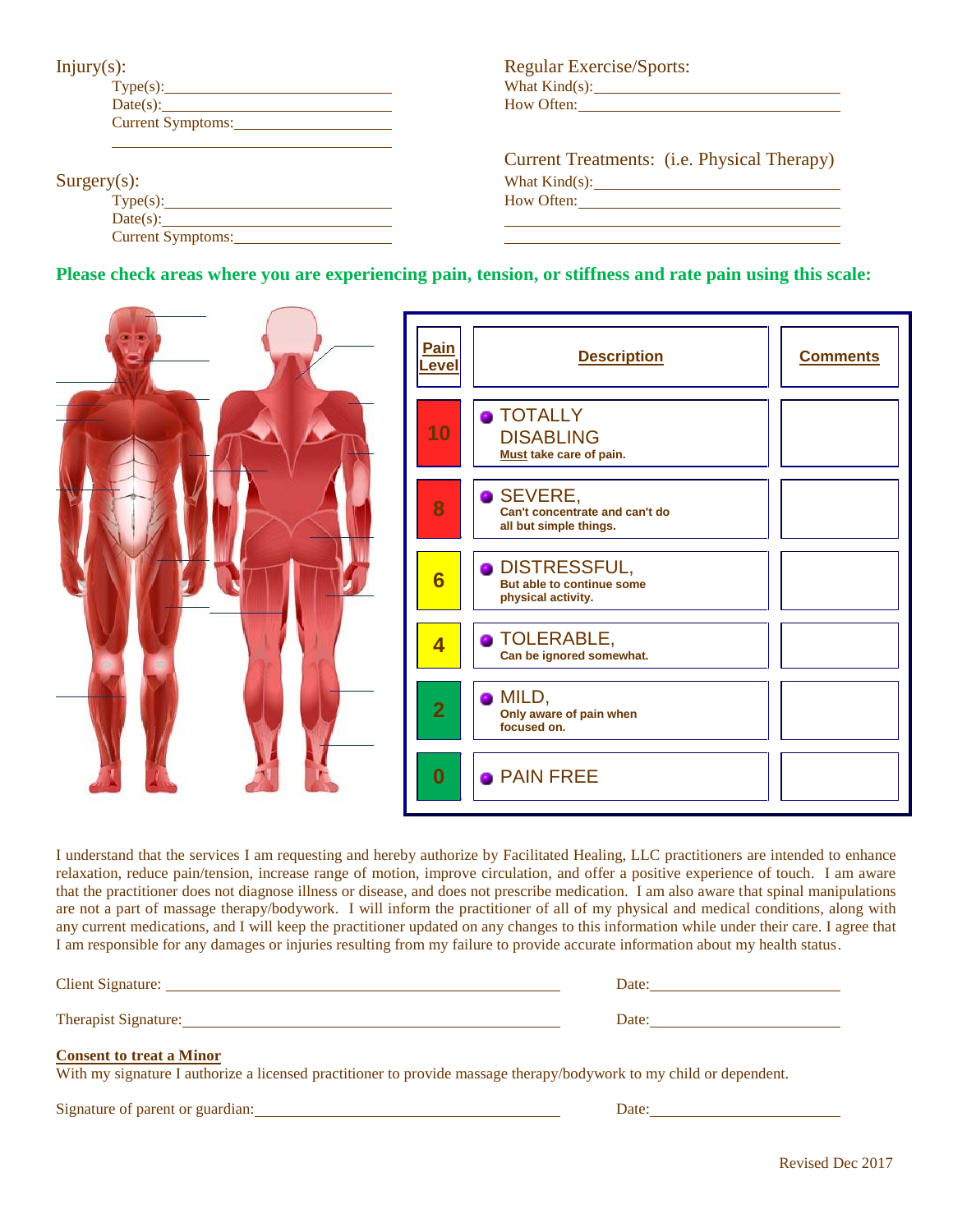Injury(s):

Type(s):______________________

Date(s):______________________

Current Symptoms:______________________

______________________

Surgery(s):

Type(s):______________________

Date(s):______________________

Current Symptoms:______________________

Regular Exercise/Sports:

What Kind(s):______________________

How Often:______________________

Current Treatments: (i.e. Physical Therapy)

What Kind(s):______________________

How Often:______________________

______________________

______________________

**Please check areas where you are experiencing pain, tension, or stiffness and rate pain using this scale:**

| Pain Level | Description | Comments |
|---|---|---|
| 10 | TOTALLY DISABLING **Must take care of pain.** | |
| 8 | SEVERE, **Can't concentrate and can't do all but simple things.** | |
| 6 | DISTRESSFUL, **But able to continue some physical activity.** | |
| 4 | TOLERABLE, **Can be ignored somewhat.** | |
| 2 | MILD, **Only aware of pain when focused on.** | |
| 0 | PAIN FREE | |

I understand that the services I am requesting and hereby authorize by Facilitated Healing, LLC practitioners are intended to enhance relaxation, reduce pain/tension, increase range of motion, improve circulation, and offer a positive experience of touch. I am aware that the practitioner does not diagnose illness or disease, and does not prescribe medication. I am also aware that spinal manipulations are not a part of massage therapy/bodywork. I will inform the practitioner of all of my physical and medical conditions, along with any current medications, and I will keep the practitioner updated on any changes to this information while under their care. I agree that I am responsible for any damages or injuries resulting from my failure to provide accurate information about my health status.

Client Signature: ______________________ Date:______________________

Therapist Signature:______________________ Date:______________________

**Consent to treat a Minor**

With my signature I authorize a licensed practitioner to provide massage therapy/bodywork to my child or dependent.

Signature of parent or guardian:______________________ Date:______________________

Revised Dec 2017